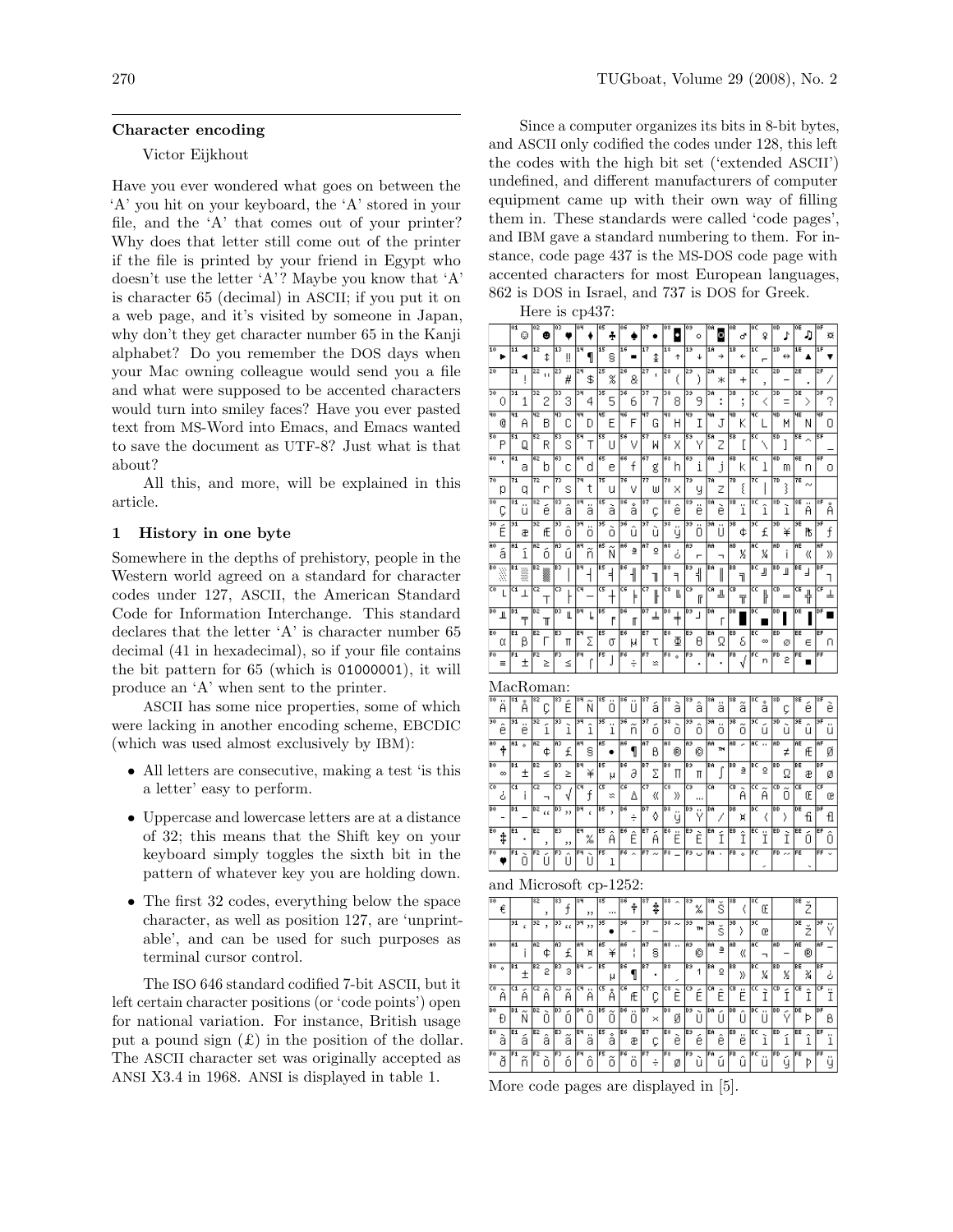## Character encoding

Victor Eijkhout

Have you ever wondered what goes on between the 'A' you hit on your keyboard, the 'A' stored in your file, and the 'A' that comes out of your printer? Why does that letter still come out of the printer if the file is printed by your friend in Egypt who doesn't use the letter 'A'? Maybe you know that 'A' is character 65 (decimal) in ASCII; if you put it on a web page, and it's visited by someone in Japan, why don't they get character number 65 in the Kanji alphabet? Do you remember the DOS days when your Mac owning colleague would send you a file and what were supposed to be accented characters would turn into smiley faces? Have you ever pasted text from MS-Word into Emacs, and Emacs wanted to save the document as UTF-8? Just what is that about?

All this, and more, will be explained in this article.

### 1 History in one byte

Somewhere in the depths of prehistory, people in the Western world agreed on a standard for character codes under 127, ASCII, the American Standard Code for Information Interchange. This standard declares that the letter 'A' is character number 65 decimal (41 in hexadecimal), so if your file contains the bit pattern for 65 (which is `01000001`), it will produce an 'A' when sent to the printer.

ASCII has some nice properties, some of which were lacking in another encoding scheme, EBCDIC (which was used almost exclusively by IBM):

- All letters are consecutive, making a test 'is this a letter' easy to perform.
- Uppercase and lowercase letters are at a distance of 32; this means that the Shift key on your keyboard simply toggles the sixth bit in the pattern of whatever key you are holding down.
- The first 32 codes, everything below the space character, as well as position 127, are 'unprintable', and can be used for such purposes as terminal cursor control.

The ISO 646 standard codified 7-bit ASCII, but it left certain character positions (or 'code points') open for national variation. For instance, British usage put a pound sign (£) in the position of the dollar. The ASCII character set was originally accepted as ANSI X3.4 in 1968. ANSI is displayed in table 1.

Since a computer organizes its bits in 8-bit bytes, and ASCII only codified the codes under 128, this left the codes with the high bit set ('extended ASCII') undefined, and different manufacturers of computer equipment came up with their own way of filling them in. These standards were called 'code pages', and IBM gave a standard numbering to them. For instance, code page 437 is the MS-DOS code page with accented characters for most European languages, 862 is DOS in Israel, and 737 is DOS for Greek.

Here is cp437:

MacRoman:

and Microsoft cp-1252:

More code pages are displayed in [5].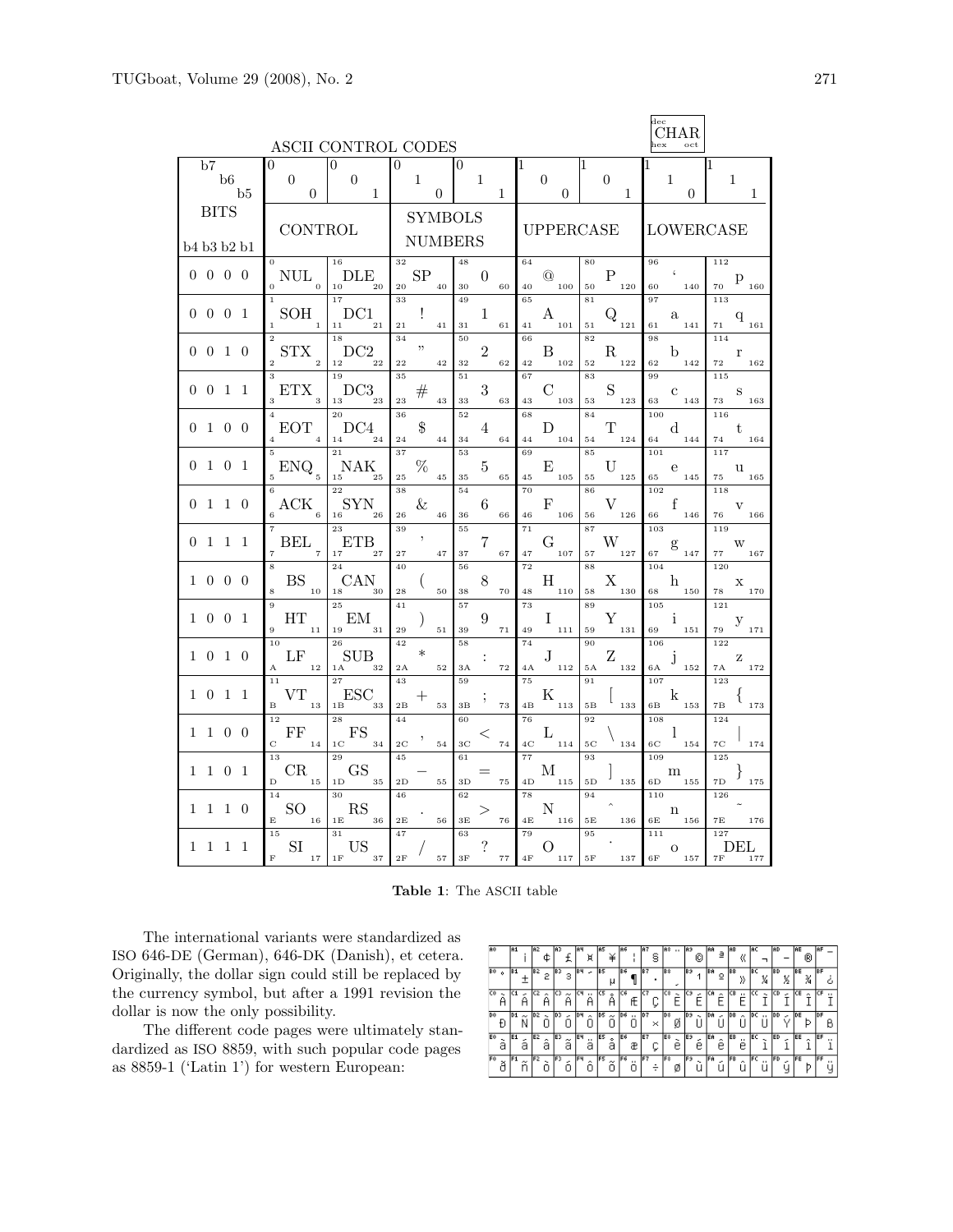ASCII CONTROL CODES

(Legend: each cell gives dec, CHAR, hex, oct)

| b7 | 0 | 0 | 0 | 0 | 1 | 1 | 1 | 1 |
|---|---|---|---|---|---|---|---|---|
| b6 | 0 | 0 | 1 | 1 | 0 | 0 | 1 | 1 |
| b5 | 0 | 1 | 0 | 1 | 0 | 1 | 0 | 1 |
| BITS b4 b3 b2 b1 | CONTROL | | SYMBOLS NUMBERS | | UPPERCASE | | LOWERCASE | |
| 0 0 0 0 | 0 NUL 0 0 | 16 DLE 10 20 | 32 SP 20 40 | 48 0 30 60 | 64 @ 40 100 | 80 P 50 120 | 96 ‘ 60 140 | 112 p 70 160 |
| 0 0 0 1 | 1 SOH 1 1 | 17 DC1 11 21 | 33 ! 21 41 | 49 1 31 61 | 65 A 41 101 | 81 Q 51 121 | 97 a 61 141 | 113 q 71 161 |
| 0 0 1 0 | 2 STX 2 2 | 18 DC2 12 22 | 34 ” 22 42 | 50 2 32 62 | 66 B 42 102 | 82 R 52 122 | 98 b 62 142 | 114 r 72 162 |
| 0 0 1 1 | 3 ETX 3 3 | 19 DC3 13 23 | 35 # 23 43 | 51 3 33 63 | 67 C 43 103 | 83 S 53 123 | 99 c 63 143 | 115 s 73 163 |
| 0 1 0 0 | 4 EOT 4 4 | 20 DC4 14 24 | 36 $ 24 44 | 52 4 34 64 | 68 D 44 104 | 84 T 54 124 | 100 d 64 144 | 116 t 74 164 |
| 0 1 0 1 | 5 ENQ 5 5 | 21 NAK 15 25 | 37 % 25 45 | 53 5 35 65 | 69 E 45 105 | 85 U 55 125 | 101 e 65 145 | 117 u 75 165 |
| 0 1 1 0 | 6 ACK 6 6 | 22 SYN 16 26 | 38 & 26 46 | 54 6 36 66 | 70 F 46 106 | 86 V 56 126 | 102 f 66 146 | 118 v 76 166 |
| 0 1 1 1 | 7 BEL 7 7 | 23 ETB 17 27 | 39 ’ 27 47 | 55 7 37 67 | 71 G 47 107 | 87 W 57 127 | 103 g 67 147 | 119 w 77 167 |
| 1 0 0 0 | 8 BS 8 10 | 24 CAN 18 30 | 40 ( 28 50 | 56 8 38 70 | 72 H 48 110 | 88 X 58 130 | 104 h 68 150 | 120 x 78 170 |
| 1 0 0 1 | 9 HT 9 11 | 25 EM 19 31 | 41 ) 29 51 | 57 9 39 71 | 73 I 49 111 | 89 Y 59 131 | 105 i 69 151 | 121 y 79 171 |
| 1 0 1 0 | 10 LF A 12 | 26 SUB 1A 32 | 42 * 2A 52 | 58 : 3A 72 | 74 J 4A 112 | 90 Z 5A 132 | 106 j 6A 152 | 122 z 7A 172 |
| 1 0 1 1 | 11 VT B 13 | 27 ESC 1B 33 | 43 + 2B 53 | 59 ; 3B 73 | 75 K 4B 113 | 91 [ 5B 133 | 107 k 6B 153 | 123 { 7B 173 |
| 1 1 0 0 | 12 FF C 14 | 28 FS 1C 34 | 44 , 2C 54 | 60 < 3C 74 | 76 L 4C 114 | 92 \ 5C 134 | 108 l 6C 154 | 124 \| 7C 174 |
| 1 1 0 1 | 13 CR D 15 | 29 GS 1D 35 | 45 − 2D 55 | 61 = 3D 75 | 77 M 4D 115 | 93 ] 5D 135 | 109 m 6D 155 | 125 } 7D 175 |
| 1 1 1 0 | 14 SO E 16 | 30 RS 1E 36 | 46 . 2E 56 | 62 > 3E 76 | 78 N 4E 116 | 94 ^ 5E 136 | 110 n 6E 156 | 126 ~ 7E 176 |
| 1 1 1 1 | 15 SI F 17 | 31 US 1F 37 | 47 / 2F 57 | 63 ? 3F 77 | 79 O 4F 117 | 95 _ 5F 137 | 111 o 6F 157 | 127 DEL 7F 177 |

**Table 1**: The ASCII table

The international variants were standardized as ISO 646-DE (German), 646-DK (Danish), et cetera. Originally, the dollar sign could still be replaced by the currency symbol, but after a 1991 revision the dollar is now the only possibility.

The different code pages were ultimately standardized as ISO 8859, with such popular code pages as 8859-1 ('Latin 1') for western European:

| | | | | | | | | | | | | | | | |
|---|---|---|---|---|---|---|---|---|---|---|---|---|---|---|---|
| A0 | A1 ¡ | A2 ¢ | A3 £ | A4 ¤ | A5 ¥ | A6 ¦ | A7 § | A8 ¨ | A9 © | AA ª | AB « | AC ¬ | AD - | AE ® | AF ¯ |
| B0 ° | B1 ± | B2 ² | B3 ³ | B4 ´ | B5 µ | B6 ¶ | B7 · | B8 ¸ | B9 ¹ | BA º | BB » | BC ¼ | BD ½ | BE ¾ | BF ¿ |
| C0 À | C1 Á | C2 Â | C3 Ã | C4 Ä | C5 Å | C6 Æ | C7 Ç | C8 È | C9 É | CA Ê | CB Ë | CC Ì | CD Í | CE Î | CF Ï |
| D0 Ð | D1 Ñ | D2 Ò | D3 Ó | D4 Ô | D5 Õ | D6 Ö | D7 × | D8 Ø | D9 Ù | DA Ú | DB Û | DC Ü | DD Ý | DE Þ | DF ß |
| E0 à | E1 á | E2 â | E3 ã | E4 ä | E5 å | E6 æ | E7 ç | E8 è | E9 é | EA ê | EB ë | EC ì | ED í | EE î | EF ï |
| F0 ð | F1 ñ | F2 ò | F3 ó | F4 ô | F5 õ | F6 ö | F7 ÷ | F8 ø | F9 ù | FA ú | FB û | FC ü | FD ý | FE þ | FF ÿ |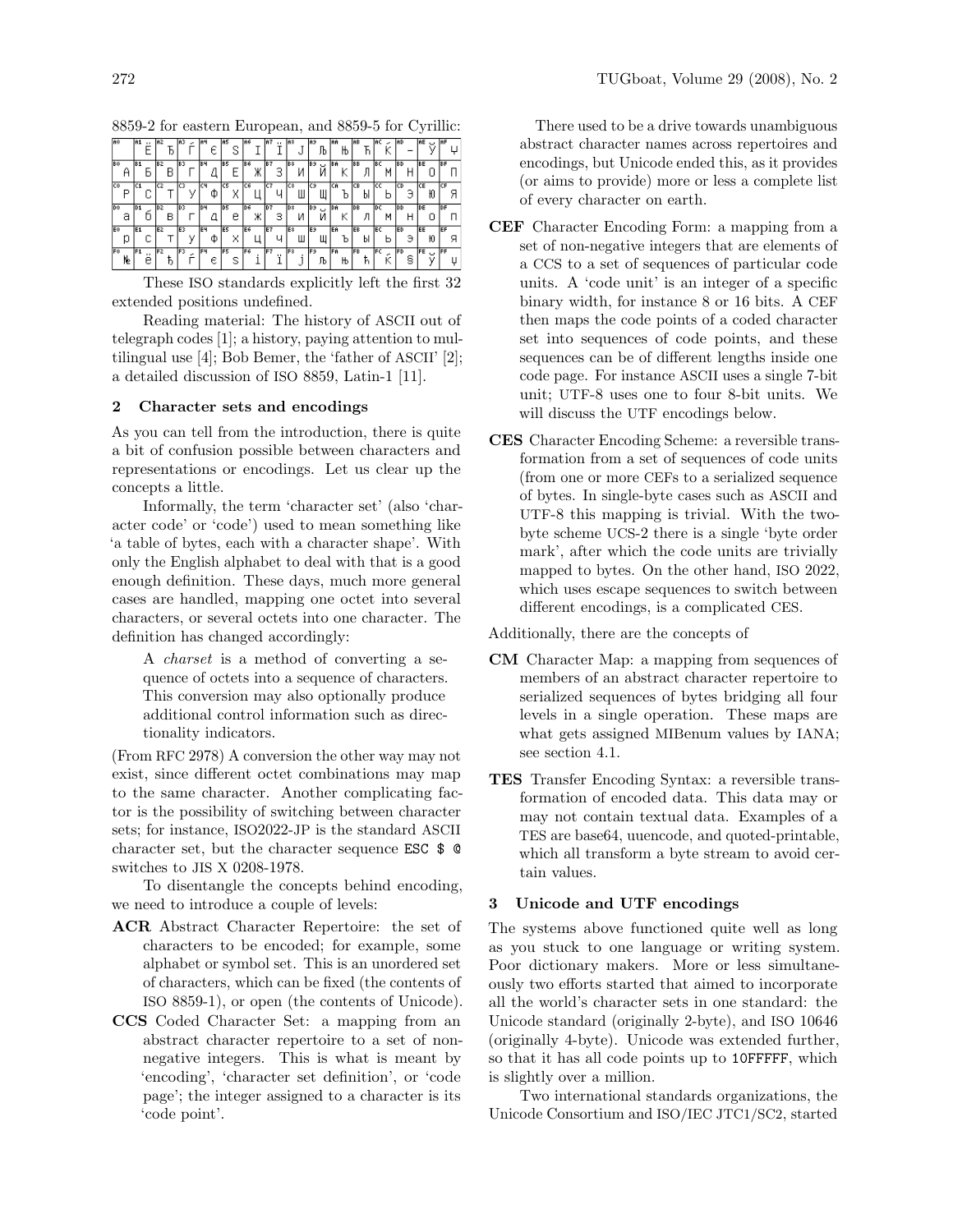8859-2 for eastern European, and 8859-5 for Cyrillic:

| A0 | A1 Ё | A2 Ђ | A3 Ѓ | A4 Є | A5 Ѕ | A6 І | A7 Ї | A8 Ј | A9 Љ | AA Њ | AB Ћ | AC Ќ | AD – | AE Ў | AF Џ |
|---|---|---|---|---|---|---|---|---|---|---|---|---|---|---|---|
| B0 А | B1 Б | B2 В | B3 Г | B4 Д | B5 Е | B6 Ж | B7 З | B8 И | B9 Й | BA К | BB Л | BC М | BD Н | BE О | BF П |
| C0 Р | C1 С | C2 Т | C3 У | C4 Ф | C5 Х | C6 Ц | C7 Ч | C8 Ш | C9 Щ | CA Ъ | CB Ы | CC Ь | CD Э | CE Ю | CF Я |
| D0 а | D1 б | D2 в | D3 г | D4 д | D5 е | D6 ж | D7 з | D8 и | D9 й | DA к | DB л | DC м | DD н | DE о | DF п |
| E0 р | E1 с | E2 т | E3 у | E4 ф | E5 х | E6 ц | E7 ч | E8 ш | E9 щ | EA ъ | EB ы | EC ь | ED э | EE ю | EF я |
| F0 № | F1 ё | F2 ђ | F3 ѓ | F4 є | F5 ѕ | F6 і | F7 ї | F8 ј | F9 љ | FA њ | FB ћ | FC ќ | FD § | FE ў | FF џ |

These ISO standards explicitly left the first 32 extended positions undefined.

Reading material: The history of ASCII out of telegraph codes [1]; a history, paying attention to multilingual use [4]; Bob Bemer, the 'father of ASCII' [2]; a detailed discussion of ISO 8859, Latin-1 [11].

## 2 Character sets and encodings

As you can tell from the introduction, there is quite a bit of confusion possible between characters and representations or encodings. Let us clear up the concepts a little.

Informally, the term 'character set' (also 'character code' or 'code') used to mean something like 'a table of bytes, each with a character shape'. With only the English alphabet to deal with that is a good enough definition. These days, much more general cases are handled, mapping one octet into several characters, or several octets into one character. The definition has changed accordingly:

> A *charset* is a method of converting a sequence of octets into a sequence of characters. This conversion may also optionally produce additional control information such as directionality indicators.

(From RFC 2978) A conversion the other way may not exist, since different octet combinations may map to the same character. Another complicating factor is the possibility of switching between character sets; for instance, ISO2022-JP is the standard ASCII character set, but the character sequence `ESC $ @` switches to JIS X 0208-1978.

To disentangle the concepts behind encoding, we need to introduce a couple of levels:

**ACR** Abstract Character Repertoire: the set of characters to be encoded; for example, some alphabet or symbol set. This is an unordered set of characters, which can be fixed (the contents of ISO 8859-1), or open (the contents of Unicode).

**CCS** Coded Character Set: a mapping from an abstract character repertoire to a set of non-negative integers. This is what is meant by 'encoding', 'character set definition', or 'code page'; the integer assigned to a character is its 'code point'.

There used to be a drive towards unambiguous abstract character names across repertoires and encodings, but Unicode ended this, as it provides (or aims to provide) more or less a complete list of every character on earth.

**CEF** Character Encoding Form: a mapping from a set of non-negative integers that are elements of a CCS to a set of sequences of particular code units. A 'code unit' is an integer of a specific binary width, for instance 8 or 16 bits. A CEF then maps the code points of a coded character set into sequences of code points, and these sequences can be of different lengths inside one code page. For instance ASCII uses a single 7-bit unit; UTF-8 uses one to four 8-bit units. We will discuss the UTF encodings below.

**CES** Character Encoding Scheme: a reversible transformation from a set of sequences of code units (from one or more CEFs to a serialized sequence of bytes. In single-byte cases such as ASCII and UTF-8 this mapping is trivial. With the two-byte scheme UCS-2 there is a single 'byte order mark', after which the code units are trivially mapped to bytes. On the other hand, ISO 2022, which uses escape sequences to switch between different encodings, is a complicated CES.

Additionally, there are the concepts of

**CM** Character Map: a mapping from sequences of members of an abstract character repertoire to serialized sequences of bytes bridging all four levels in a single operation. These maps are what gets assigned MIBenum values by IANA; see section 4.1.

**TES** Transfer Encoding Syntax: a reversible transformation of encoded data. This data may or may not contain textual data. Examples of a TES are base64, uuencode, and quoted-printable, which all transform a byte stream to avoid certain values.

## 3 Unicode and UTF encodings

The systems above functioned quite well as long as you stuck to one language or writing system. Poor dictionary makers. More or less simultaneously two efforts started that aimed to incorporate all the world's character sets in one standard: the Unicode standard (originally 2-byte), and ISO 10646 (originally 4-byte). Unicode was extended further, so that it has all code points up to `10FFFFF`, which is slightly over a million.

Two international standards organizations, the Unicode Consortium and ISO/IEC JTC1/SC2, started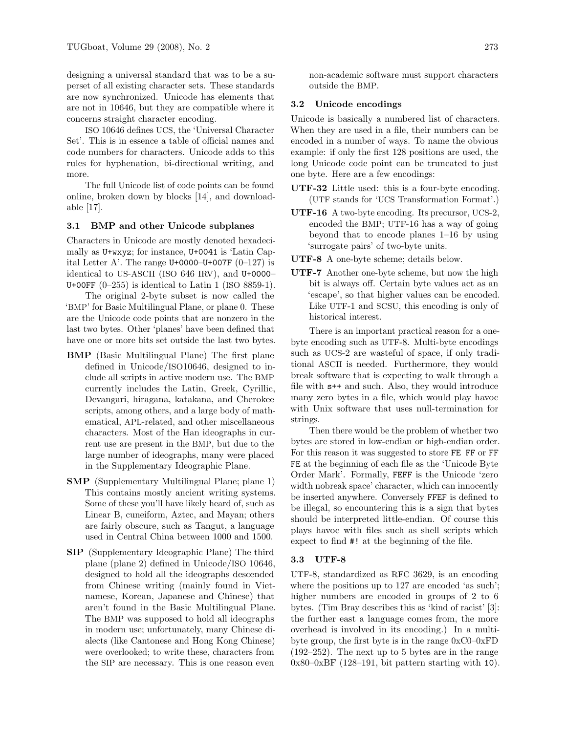designing a universal standard that was to be a superset of all existing character sets. These standards are now synchronized. Unicode has elements that are not in 10646, but they are compatible where it concerns straight character encoding.

ISO 10646 defines UCS, the 'Universal Character Set'. This is in essence a table of official names and code numbers for characters. Unicode adds to this rules for hyphenation, bi-directional writing, and more.

The full Unicode list of code points can be found online, broken down by blocks [14], and downloadable [17].

### 3.1 BMP and other Unicode subplanes

Characters in Unicode are mostly denoted hexadecimally as `U+wxyz`; for instance, `U+0041` is 'Latin Capital Letter A'. The range `U+0000`–`U+007F` (0–127) is identical to US-ASCII (ISO 646 IRV), and `U+0000`–`U+00FF` (0–255) is identical to Latin 1 (ISO 8859-1).

The original 2-byte subset is now called the 'BMP' for Basic Multilingual Plane, or plane 0. These are the Unicode code points that are nonzero in the last two bytes. Other 'planes' have been defined that have one or more bits set outside the last two bytes.

- **BMP** (Basic Multilingual Plane) The first plane defined in Unicode/ISO10646, designed to include all scripts in active modern use. The BMP currently includes the Latin, Greek, Cyrillic, Devangari, hiragana, katakana, and Cherokee scripts, among others, and a large body of mathematical, APL-related, and other miscellaneous characters. Most of the Han ideographs in current use are present in the BMP, but due to the large number of ideographs, many were placed in the Supplementary Ideographic Plane.
- **SMP** (Supplementary Multilingual Plane; plane 1) This contains mostly ancient writing systems. Some of these you'll have likely heard of, such as Linear B, cuneiform, Aztec, and Mayan; others are fairly obscure, such as Tangut, a language used in Central China between 1000 and 1500.
- **SIP** (Supplementary Ideographic Plane) The third plane (plane 2) defined in Unicode/ISO 10646, designed to hold all the ideographs descended from Chinese writing (mainly found in Vietnamese, Korean, Japanese and Chinese) that aren't found in the Basic Multilingual Plane. The BMP was supposed to hold all ideographs in modern use; unfortunately, many Chinese dialects (like Cantonese and Hong Kong Chinese) were overlooked; to write these, characters from the SIP are necessary. This is one reason even non-academic software must support characters outside the BMP.

### 3.2 Unicode encodings

Unicode is basically a numbered list of characters. When they are used in a file, their numbers can be encoded in a number of ways. To name the obvious example: if only the first 128 positions are used, the long Unicode code point can be truncated to just one byte. Here are a few encodings:

- **UTF-32** Little used: this is a four-byte encoding. (UTF stands for 'UCS Transformation Format'.)
- **UTF-16** A two-byte encoding. Its precursor, UCS-2, encoded the BMP; UTF-16 has a way of going beyond that to encode planes 1–16 by using 'surrogate pairs' of two-byte units.
- **UTF-8** A one-byte scheme; details below.
- **UTF-7** Another one-byte scheme, but now the high bit is always off. Certain byte values act as an 'escape', so that higher values can be encoded. Like UTF-1 and SCSU, this encoding is only of historical interest.

There is an important practical reason for a one-byte encoding such as UTF-8. Multi-byte encodings such as UCS-2 are wasteful of space, if only traditional ASCII is needed. Furthermore, they would break software that is expecting to walk through a file with `s++` and such. Also, they would introduce many zero bytes in a file, which would play havoc with Unix software that uses null-termination for strings.

Then there would be the problem of whether two bytes are stored in low-endian or high-endian order. For this reason it was suggested to store `FE FF` or `FF FE` at the beginning of each file as the 'Unicode Byte Order Mark'. Formally, `FEFF` is the Unicode 'zero width nobreak space' character, which can innocently be inserted anywhere. Conversely `FFEF` is defined to be illegal, so encountering this is a sign that bytes should be interpreted little-endian. Of course this plays havoc with files such as shell scripts which expect to find `#!` at the beginning of the file.

### 3.3 UTF-8

UTF-8, standardized as RFC 3629, is an encoding where the positions up to 127 are encoded 'as such'; higher numbers are encoded in groups of 2 to 6 bytes. (Tim Bray describes this as 'kind of racist' [3]: the further east a language comes from, the more overhead is involved in its encoding.) In a multi-byte group, the first byte is in the range 0xC0–0xFD (192–252). The next up to 5 bytes are in the range 0x80–0xBF (128–191, bit pattern starting with `10`).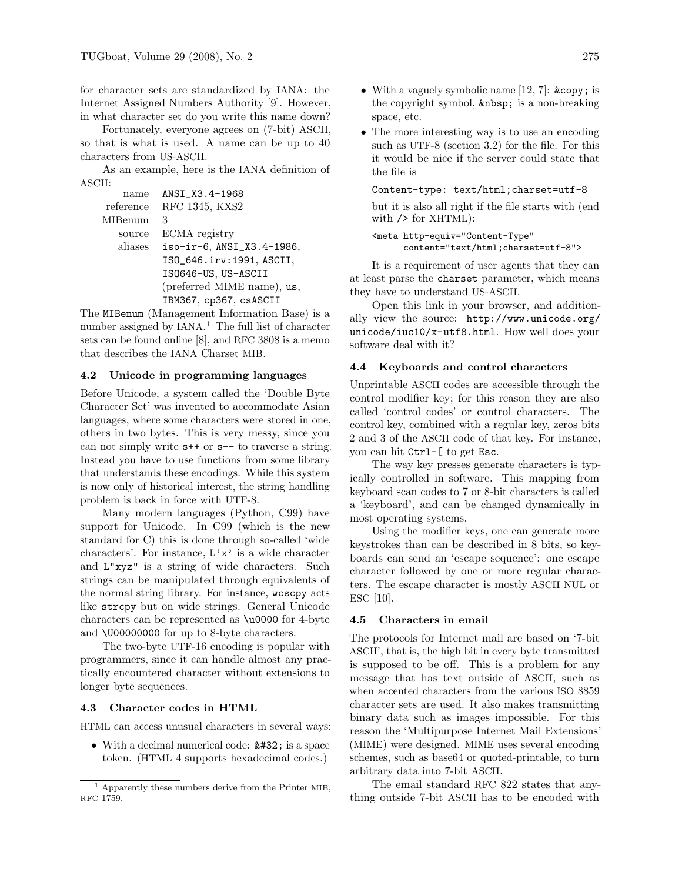for character sets are standardized by IANA: the Internet Assigned Numbers Authority [9]. However, in what character set do you write this name down?

Fortunately, everyone agrees on (7-bit) ASCII, so that is what is used. A name can be up to 40 characters from US-ASCII.

As an example, here is the IANA definition of ASCII:

| | |
|---|---|
| name | `ANSI_X3.4-1968` |
| reference | RFC 1345, KXS2 |
| MIBenum | 3 |
| source | ECMA registry |
| aliases | `iso-ir-6`, `ANSI_X3.4-1986`, `ISO_646.irv:1991`, `ASCII`, `ISO646-US`, `US-ASCII` (preferred MIME name), `us`, `IBM367`, `cp367`, `csASCII` |

The `MIBenum` (Management Information Base) is a number assigned by IANA.[1] The full list of character sets can be found online [8], and RFC 3808 is a memo that describes the IANA Charset MIB.

### 4.2 Unicode in programming languages

Before Unicode, a system called the 'Double Byte Character Set' was invented to accommodate Asian languages, where some characters were stored in one, others in two bytes. This is very messy, since you can not simply write `s++` or `s--` to traverse a string. Instead you have to use functions from some library that understands these encodings. While this system is now only of historical interest, the string handling problem is back in force with UTF-8.

Many modern languages (Python, C99) have support for Unicode. In C99 (which is the new standard for C) this is done through so-called 'wide characters'. For instance, `L'x'` is a wide character and `L"xyz"` is a string of wide characters. Such strings can be manipulated through equivalents of the normal string library. For instance, `wcscpy` acts like `strcpy` but on wide strings. General Unicode characters can be represented as `\u0000` for 4-byte and `\U00000000` for up to 8-byte characters.

The two-byte UTF-16 encoding is popular with programmers, since it can handle almost any practically encountered character without extensions to longer byte sequences.

### 4.3 Character codes in HTML

HTML can access unusual characters in several ways:

- With a decimal numerical code: `&#32;` is a space token. (HTML 4 supports hexadecimal codes.)
- With a vaguely symbolic name [12, 7]: `&copy;` is the copyright symbol, `&nbsp;` is a non-breaking space, etc.
- The more interesting way is to use an encoding such as UTF-8 (section 3.2) for the file. For this it would be nice if the server could state that the file is

  ```
  Content-type: text/html;charset=utf-8
  ```

  but it is also all right if the file starts with (end with `/>` for XHTML):

  ```
  <meta http-equiv="Content-Type"
        content="text/html;charset=utf-8">
  ```

It is a requirement of user agents that they can at least parse the `charset` parameter, which means they have to understand US-ASCII.

Open this link in your browser, and additionally view the source: `http://www.unicode.org/unicode/iuc10/x-utf8.html`. How well does your software deal with it?

### 4.4 Keyboards and control characters

Unprintable ASCII codes are accessible through the control modifier key; for this reason they are also called 'control codes' or control characters. The control key, combined with a regular key, zeros bits 2 and 3 of the ASCII code of that key. For instance, you can hit `Ctrl-[` to get `Esc`.

The way key presses generate characters is typically controlled in software. This mapping from keyboard scan codes to 7 or 8-bit characters is called a 'keyboard', and can be changed dynamically in most operating systems.

Using the modifier keys, one can generate more keystrokes than can be described in 8 bits, so keyboards can send an 'escape sequence': one escape character followed by one or more regular characters. The escape character is mostly ASCII NUL or ESC [10].

### 4.5 Characters in email

The protocols for Internet mail are based on '7-bit ASCII', that is, the high bit in every byte transmitted is supposed to be off. This is a problem for any message that has text outside of ASCII, such as when accented characters from the various ISO 8859 character sets are used. It also makes transmitting binary data such as images impossible. For this reason the 'Multipurpose Internet Mail Extensions' (MIME) were designed. MIME uses several encoding schemes, such as base64 or quoted-printable, to turn arbitrary data into 7-bit ASCII.

The email standard RFC 822 states that anything outside 7-bit ASCII has to be encoded with

---

[1] Apparently these numbers derive from the Printer MIB, RFC 1759.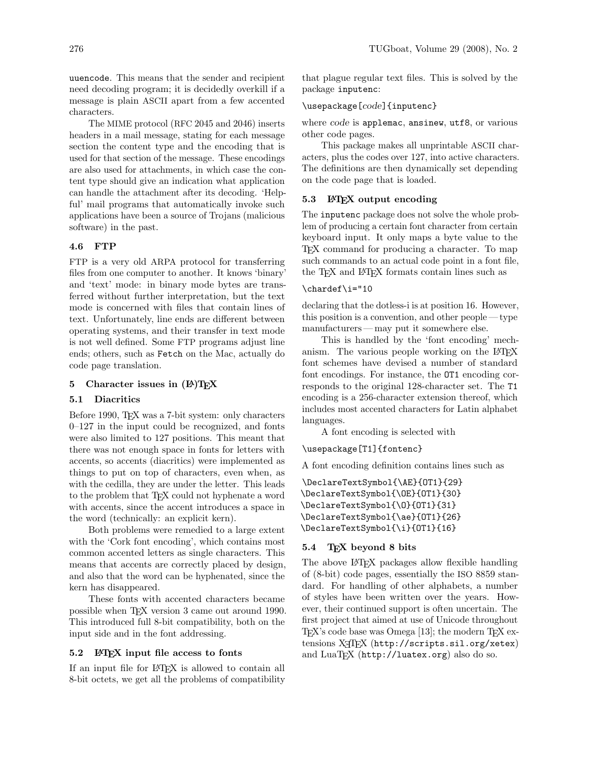uuencode. This means that the sender and recipient need decoding program; it is decidedly overkill if a message is plain ASCII apart from a few accented characters.

The MIME protocol (RFC 2045 and 2046) inserts headers in a mail message, stating for each message section the content type and the encoding that is used for that section of the message. These encodings are also used for attachments, in which case the content type should give an indication what application can handle the attachment after its decoding. 'Helpful' mail programs that automatically invoke such applications have been a source of Trojans (malicious software) in the past.

### 4.6 FTP

FTP is a very old ARPA protocol for transferring files from one computer to another. It knows 'binary' and 'text' mode: in binary mode bytes are transferred without further interpretation, but the text mode is concerned with files that contain lines of text. Unfortunately, line ends are different between operating systems, and their transfer in text mode is not well defined. Some FTP programs adjust line ends; others, such as `Fetch` on the Mac, actually do code page translation.

## 5 Character issues in (LA)TeX

### 5.1 Diacritics

Before 1990, TeX was a 7-bit system: only characters 0–127 in the input could be recognized, and fonts were also limited to 127 positions. This meant that there was not enough space in fonts for letters with accents, so accents (diacritics) were implemented as things to put on top of characters, even when, as with the cedilla, they are under the letter. This leads to the problem that TeX could not hyphenate a word with accents, since the accent introduces a space in the word (technically: an explicit kern).

Both problems were remedied to a large extent with the 'Cork font encoding', which contains most common accented letters as single characters. This means that accents are correctly placed by design, and also that the word can be hyphenated, since the kern has disappeared.

These fonts with accented characters became possible when TeX version 3 came out around 1990. This introduced full 8-bit compatibility, both on the input side and in the font addressing.

### 5.2 LaTeX input file access to fonts

If an input file for LaTeX is allowed to contain all 8-bit octets, we get all the problems of compatibility that plague regular text files. This is solved by the package `inputenc`:

```
\usepackage[code]{inputenc}
```

where *code* is `applemac`, `ansinew`, `utf8`, or various other code pages.

This package makes all unprintable ASCII characters, plus the codes over 127, into active characters. The definitions are then dynamically set depending on the code page that is loaded.

### 5.3 LaTeX output encoding

The `inputenc` package does not solve the whole problem of producing a certain font character from certain keyboard input. It only maps a byte value to the TeX command for producing a character. To map such commands to an actual code point in a font file, the TeX and LaTeX formats contain lines such as

```
\chardef\i="10
```

declaring that the dotless-i is at position 16. However, this position is a convention, and other people — type manufacturers — may put it somewhere else.

This is handled by the 'font encoding' mechanism. The various people working on the LaTeX font schemes have devised a number of standard font encodings. For instance, the `OT1` encoding corresponds to the original 128-character set. The `T1` encoding is a 256-character extension thereof, which includes most accented characters for Latin alphabet languages.

A font encoding is selected with

```
\usepackage[T1]{fontenc}
```

A font encoding definition contains lines such as

```
\DeclareTextSymbol{\AE}{OT1}{29}
\DeclareTextSymbol{\OE}{OT1}{30}
\DeclareTextSymbol{\O}{OT1}{31}
\DeclareTextSymbol{\ae}{OT1}{26}
\DeclareTextSymbol{\i}{OT1}{16}
```

### 5.4 TeX beyond 8 bits

The above LaTeX packages allow flexible handling of (8-bit) code pages, essentially the ISO 8859 standard. For handling of other alphabets, a number of styles have been written over the years. However, their continued support is often uncertain. The first project that aimed at use of Unicode throughout TeX's code base was Omega [13]; the modern TeX extensions XeTeX (`http://scripts.sil.org/xetex`) and LuaTeX (`http://luatex.org`) also do so.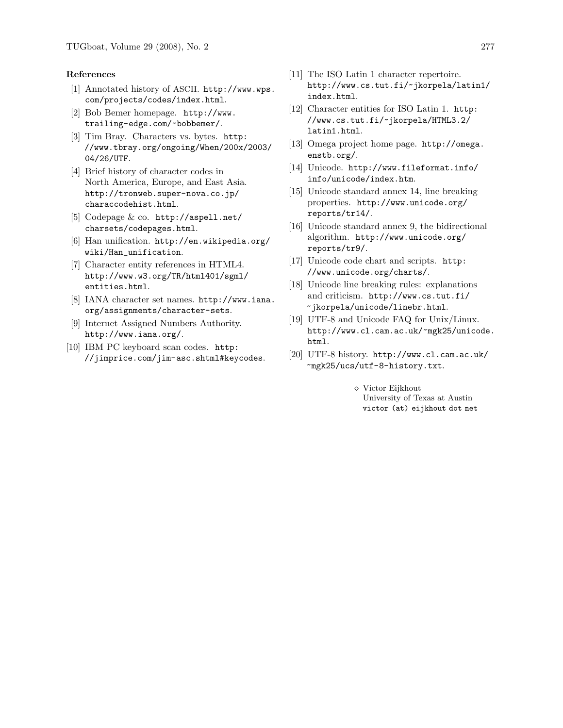### References

[1] Annotated history of ASCII. http://www.wps.com/projects/codes/index.html.

[2] Bob Bemer homepage. http://www.trailing-edge.com/~bobbemer/.

[3] Tim Bray. Characters vs. bytes. http://www.tbray.org/ongoing/When/200x/2003/04/26/UTF.

[4] Brief history of character codes in North America, Europe, and East Asia. http://tronweb.super-nova.co.jp/characcodehist.html.

[5] Codepage & co. http://aspell.net/charsets/codepages.html.

[6] Han unification. http://en.wikipedia.org/wiki/Han_unification.

[7] Character entity references in HTML4. http://www.w3.org/TR/html401/sgml/entities.html.

[8] IANA character set names. http://www.iana.org/assignments/character-sets.

[9] Internet Assigned Numbers Authority. http://www.iana.org/.

[10] IBM PC keyboard scan codes. http://jimprice.com/jim-asc.shtml#keycodes.

[11] The ISO Latin 1 character repertoire. http://www.cs.tut.fi/~jkorpela/latin1/index.html.

[12] Character entities for ISO Latin 1. http://www.cs.tut.fi/~jkorpela/HTML3.2/latin1.html.

[13] Omega project home page. http://omega.enstb.org/.

[14] Unicode. http://www.fileformat.info/info/unicode/index.htm.

[15] Unicode standard annex 14, line breaking properties. http://www.unicode.org/reports/tr14/.

[16] Unicode standard annex 9, the bidirectional algorithm. http://www.unicode.org/reports/tr9/.

[17] Unicode code chart and scripts. http://www.unicode.org/charts/.

[18] Unicode line breaking rules: explanations and criticism. http://www.cs.tut.fi/~jkorpela/unicode/linebr.html.

[19] UTF-8 and Unicode FAQ for Unix/Linux. http://www.cl.cam.ac.uk/~mgk25/unicode.html.

[20] UTF-8 history. http://www.cl.cam.ac.uk/~mgk25/ucs/utf-8-history.txt.

◇ Victor Eijkhout
University of Texas at Austin
victor (at) eijkhout dot net